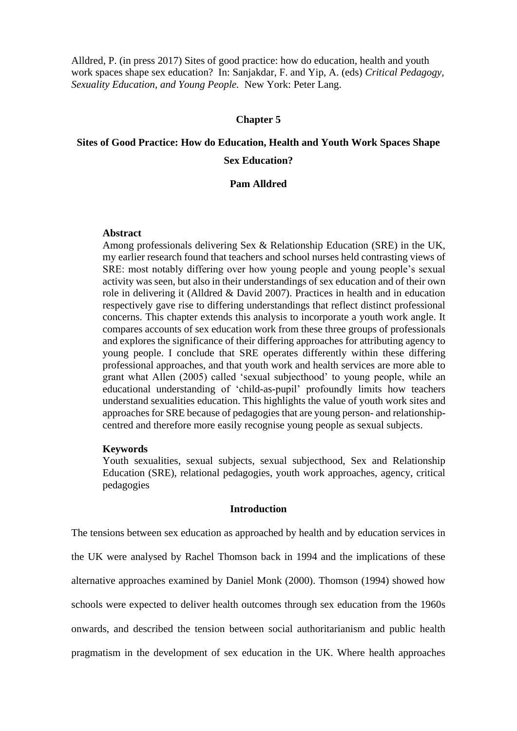Alldred, P. (in press 2017) Sites of good practice: how do education, health and youth work spaces shape sex education? In: Sanjakdar, F. and Yip, A. (eds) *Critical Pedagogy, Sexuality Education, and Young People.* New York: Peter Lang.

**Chapter 5**

# Sites of Good Practice: How do Education, Health and Youth Work Spaces Shape Sex Education?

**Pam Alldred**

**Abstract**

Among professionals delivering Sex & Relationship Education (SRE) in the UK, my earlier research found that teachers and school nurses held contrasting views of SRE: most notably differing over how young people and young people's sexual activity was seen, but also in their understandings of sex education and of their own role in delivering it (Alldred & David 2007). Practices in health and in education respectively gave rise to differing understandings that reflect distinct professional concerns. This chapter extends this analysis to incorporate a youth work angle. It compares accounts of sex education work from these three groups of professionals and explores the significance of their differing approaches for attributing agency to young people. I conclude that SRE operates differently within these differing professional approaches, and that youth work and health services are more able to grant what Allen (2005) called 'sexual subjecthood' to young people, while an educational understanding of 'child-as-pupil' profoundly limits how teachers understand sexualities education. This highlights the value of youth work sites and approaches for SRE because of pedagogies that are young person- and relationship-centred and therefore more easily recognise young people as sexual subjects.

**Keywords**

Youth sexualities, sexual subjects, sexual subjecthood, Sex and Relationship Education (SRE), relational pedagogies, youth work approaches, agency, critical pedagogies

## Introduction

The tensions between sex education as approached by health and by education services in the UK were analysed by Rachel Thomson back in 1994 and the implications of these alternative approaches examined by Daniel Monk (2000). Thomson (1994) showed how schools were expected to deliver health outcomes through sex education from the 1960s onwards, and described the tension between social authoritarianism and public health pragmatism in the development of sex education in the UK. Where health approaches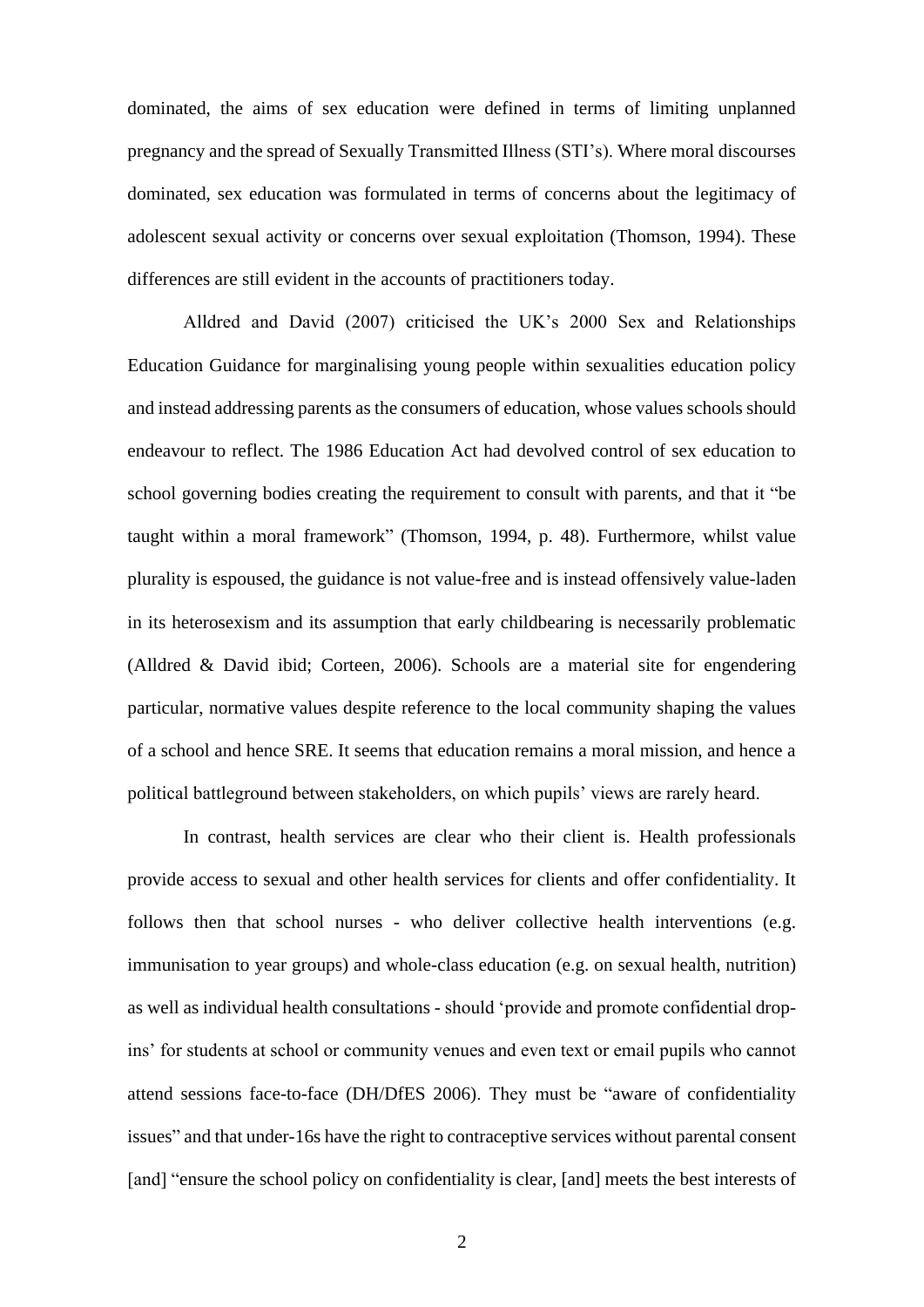dominated, the aims of sex education were defined in terms of limiting unplanned pregnancy and the spread of Sexually Transmitted Illness (STI's). Where moral discourses dominated, sex education was formulated in terms of concerns about the legitimacy of adolescent sexual activity or concerns over sexual exploitation (Thomson, 1994). These differences are still evident in the accounts of practitioners today.

Alldred and David (2007) criticised the UK's 2000 Sex and Relationships Education Guidance for marginalising young people within sexualities education policy and instead addressing parents as the consumers of education, whose values schools should endeavour to reflect. The 1986 Education Act had devolved control of sex education to school governing bodies creating the requirement to consult with parents, and that it "be taught within a moral framework" (Thomson, 1994, p. 48). Furthermore, whilst value plurality is espoused, the guidance is not value-free and is instead offensively value-laden in its heterosexism and its assumption that early childbearing is necessarily problematic (Alldred & David ibid; Corteen, 2006). Schools are a material site for engendering particular, normative values despite reference to the local community shaping the values of a school and hence SRE. It seems that education remains a moral mission, and hence a political battleground between stakeholders, on which pupils' views are rarely heard.

In contrast, health services are clear who their client is. Health professionals provide access to sexual and other health services for clients and offer confidentiality. It follows then that school nurses - who deliver collective health interventions (e.g. immunisation to year groups) and whole-class education (e.g. on sexual health, nutrition) as well as individual health consultations - should 'provide and promote confidential drop-ins' for students at school or community venues and even text or email pupils who cannot attend sessions face-to-face (DH/DfES 2006). They must be "aware of confidentiality issues" and that under-16s have the right to contraceptive services without parental consent [and] "ensure the school policy on confidentiality is clear, [and] meets the best interests of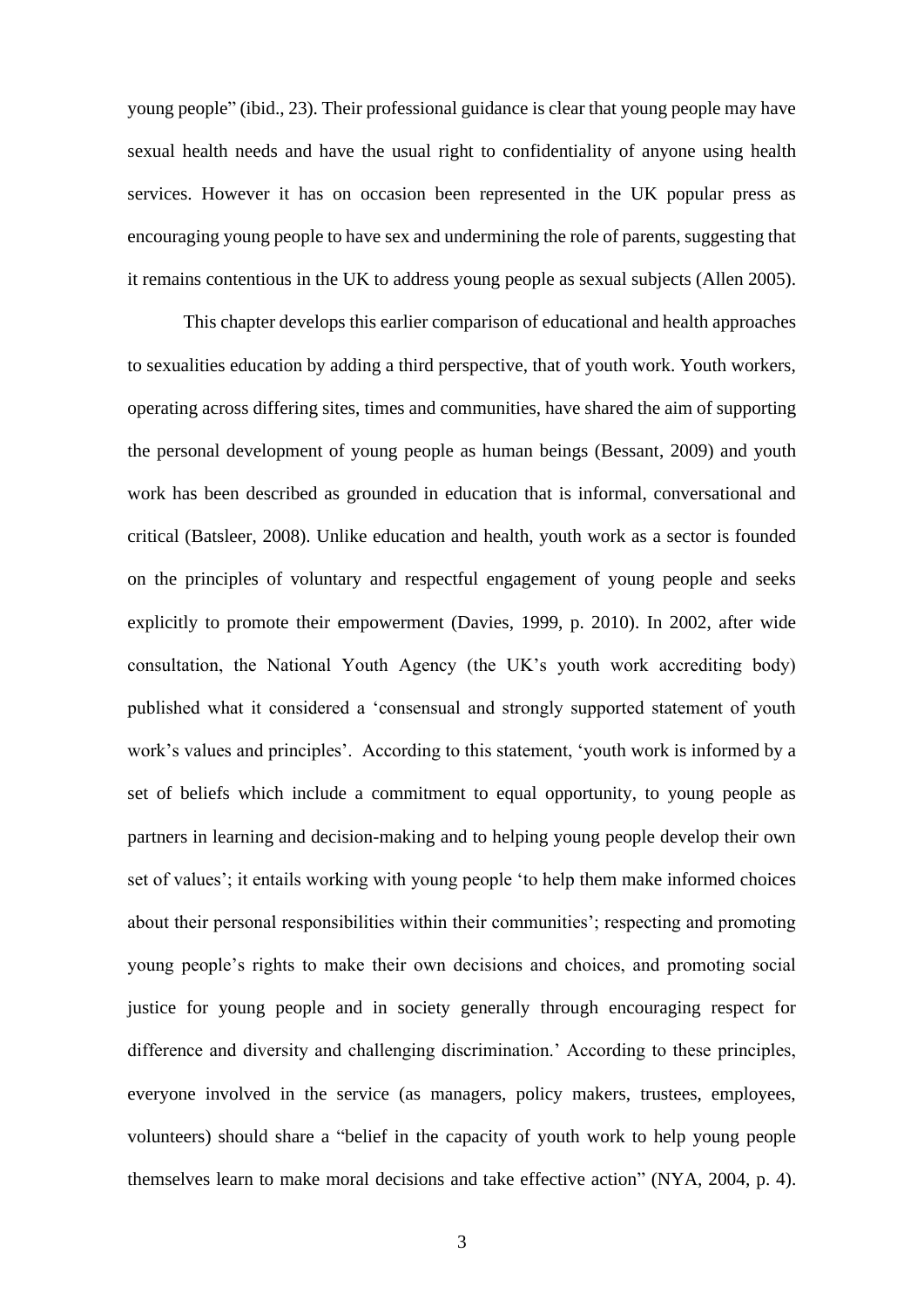young people" (ibid., 23). Their professional guidance is clear that young people may have sexual health needs and have the usual right to confidentiality of anyone using health services. However it has on occasion been represented in the UK popular press as encouraging young people to have sex and undermining the role of parents, suggesting that it remains contentious in the UK to address young people as sexual subjects (Allen 2005).

This chapter develops this earlier comparison of educational and health approaches to sexualities education by adding a third perspective, that of youth work. Youth workers, operating across differing sites, times and communities, have shared the aim of supporting the personal development of young people as human beings (Bessant, 2009) and youth work has been described as grounded in education that is informal, conversational and critical (Batsleer, 2008). Unlike education and health, youth work as a sector is founded on the principles of voluntary and respectful engagement of young people and seeks explicitly to promote their empowerment (Davies, 1999, p. 2010). In 2002, after wide consultation, the National Youth Agency (the UK's youth work accrediting body) published what it considered a 'consensual and strongly supported statement of youth work's values and principles'. According to this statement, 'youth work is informed by a set of beliefs which include a commitment to equal opportunity, to young people as partners in learning and decision-making and to helping young people develop their own set of values'; it entails working with young people 'to help them make informed choices about their personal responsibilities within their communities'; respecting and promoting young people's rights to make their own decisions and choices, and promoting social justice for young people and in society generally through encouraging respect for difference and diversity and challenging discrimination.' According to these principles, everyone involved in the service (as managers, policy makers, trustees, employees, volunteers) should share a "belief in the capacity of youth work to help young people themselves learn to make moral decisions and take effective action" (NYA, 2004, p. 4).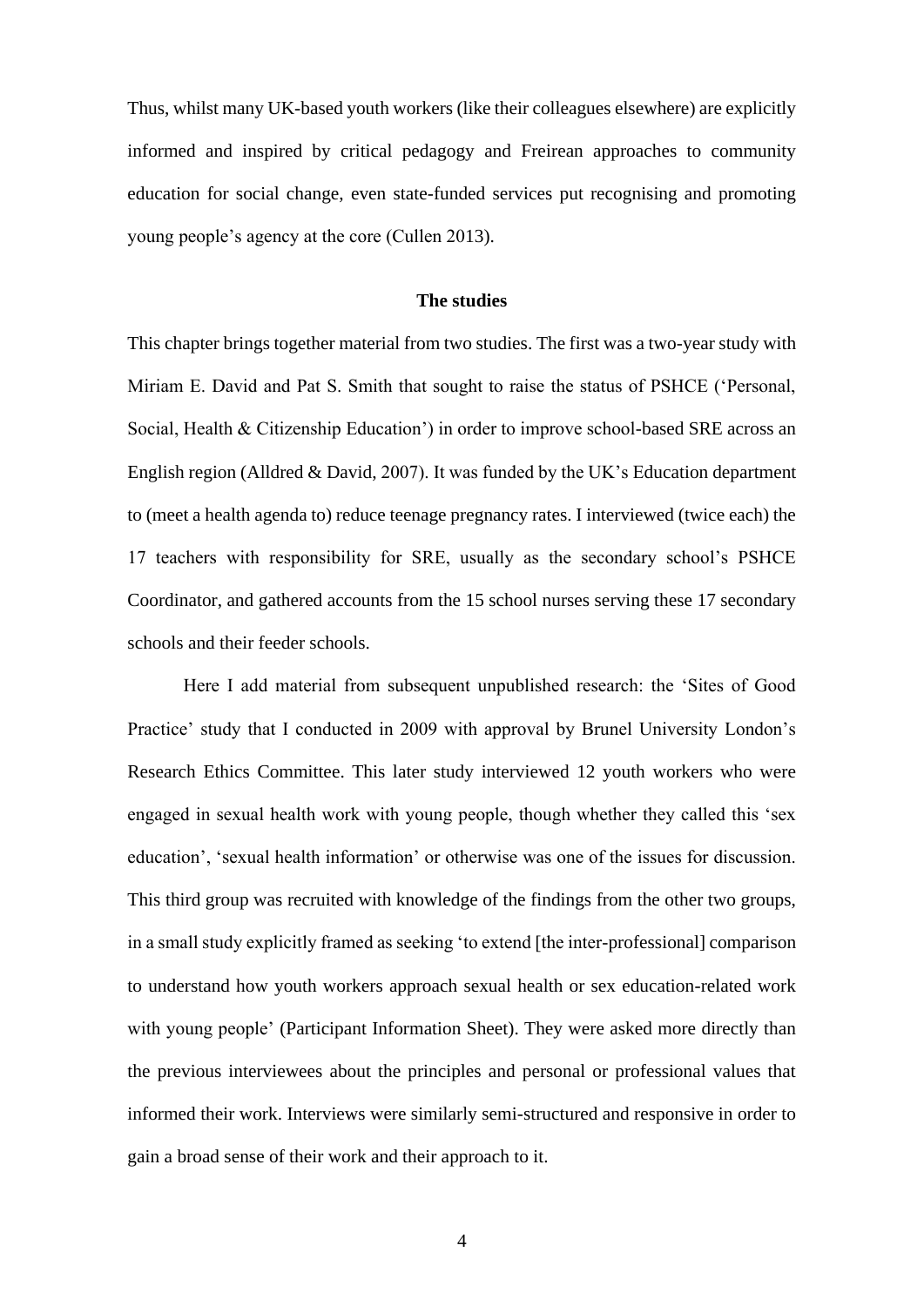Thus, whilst many UK-based youth workers (like their colleagues elsewhere) are explicitly informed and inspired by critical pedagogy and Freirean approaches to community education for social change, even state-funded services put recognising and promoting young people's agency at the core (Cullen 2013).

## The studies

This chapter brings together material from two studies. The first was a two-year study with Miriam E. David and Pat S. Smith that sought to raise the status of PSHCE ('Personal, Social, Health & Citizenship Education') in order to improve school-based SRE across an English region (Alldred & David, 2007). It was funded by the UK's Education department to (meet a health agenda to) reduce teenage pregnancy rates. I interviewed (twice each) the 17 teachers with responsibility for SRE, usually as the secondary school's PSHCE Coordinator, and gathered accounts from the 15 school nurses serving these 17 secondary schools and their feeder schools.

Here I add material from subsequent unpublished research: the 'Sites of Good Practice' study that I conducted in 2009 with approval by Brunel University London's Research Ethics Committee. This later study interviewed 12 youth workers who were engaged in sexual health work with young people, though whether they called this 'sex education', 'sexual health information' or otherwise was one of the issues for discussion. This third group was recruited with knowledge of the findings from the other two groups, in a small study explicitly framed as seeking 'to extend [the inter-professional] comparison to understand how youth workers approach sexual health or sex education-related work with young people' (Participant Information Sheet). They were asked more directly than the previous interviewees about the principles and personal or professional values that informed their work. Interviews were similarly semi-structured and responsive in order to gain a broad sense of their work and their approach to it.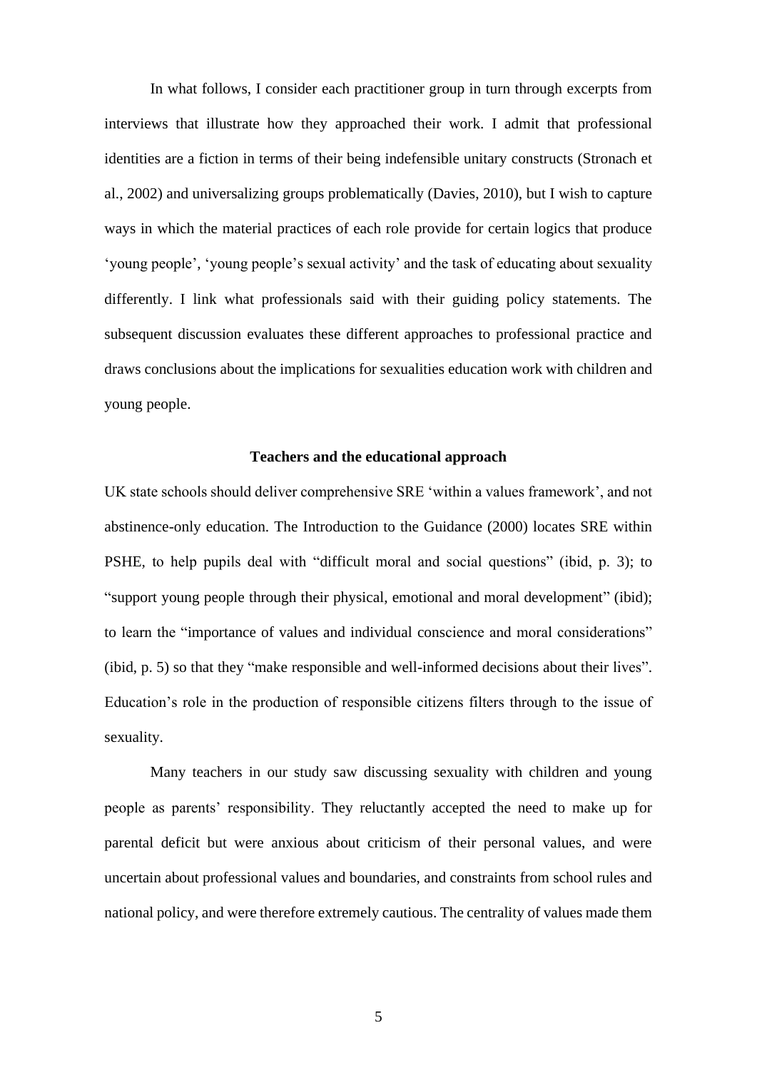In what follows, I consider each practitioner group in turn through excerpts from interviews that illustrate how they approached their work. I admit that professional identities are a fiction in terms of their being indefensible unitary constructs (Stronach et al., 2002) and universalizing groups problematically (Davies, 2010), but I wish to capture ways in which the material practices of each role provide for certain logics that produce 'young people', 'young people's sexual activity' and the task of educating about sexuality differently. I link what professionals said with their guiding policy statements. The subsequent discussion evaluates these different approaches to professional practice and draws conclusions about the implications for sexualities education work with children and young people.

## Teachers and the educational approach

UK state schools should deliver comprehensive SRE 'within a values framework', and not abstinence-only education. The Introduction to the Guidance (2000) locates SRE within PSHE, to help pupils deal with "difficult moral and social questions" (ibid, p. 3); to "support young people through their physical, emotional and moral development" (ibid); to learn the "importance of values and individual conscience and moral considerations" (ibid, p. 5) so that they "make responsible and well-informed decisions about their lives". Education's role in the production of responsible citizens filters through to the issue of sexuality.

Many teachers in our study saw discussing sexuality with children and young people as parents' responsibility. They reluctantly accepted the need to make up for parental deficit but were anxious about criticism of their personal values, and were uncertain about professional values and boundaries, and constraints from school rules and national policy, and were therefore extremely cautious. The centrality of values made them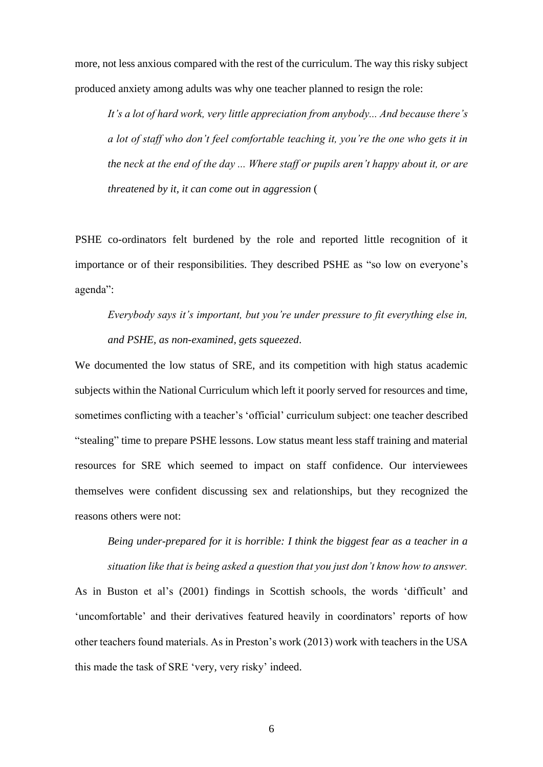more, not less anxious compared with the rest of the curriculum. The way this risky subject produced anxiety among adults was why one teacher planned to resign the role:

> *It's a lot of hard work, very little appreciation from anybody... And because there's a lot of staff who don't feel comfortable teaching it, you're the one who gets it in the neck at the end of the day ... Where staff or pupils aren't happy about it, or are threatened by it, it can come out in aggression* (

PSHE co-ordinators felt burdened by the role and reported little recognition of it importance or of their responsibilities. They described PSHE as "so low on everyone's agenda":

> *Everybody says it's important, but you're under pressure to fit everything else in, and PSHE, as non-examined, gets squeezed*.

We documented the low status of SRE, and its competition with high status academic subjects within the National Curriculum which left it poorly served for resources and time, sometimes conflicting with a teacher's 'official' curriculum subject: one teacher described "stealing" time to prepare PSHE lessons. Low status meant less staff training and material resources for SRE which seemed to impact on staff confidence. Our interviewees themselves were confident discussing sex and relationships, but they recognized the reasons others were not:

> *Being under-prepared for it is horrible: I think the biggest fear as a teacher in a situation like that is being asked a question that you just don't know how to answer.*

As in Buston et al's (2001) findings in Scottish schools, the words 'difficult' and 'uncomfortable' and their derivatives featured heavily in coordinators' reports of how other teachers found materials. As in Preston's work (2013) work with teachers in the USA this made the task of SRE 'very, very risky' indeed.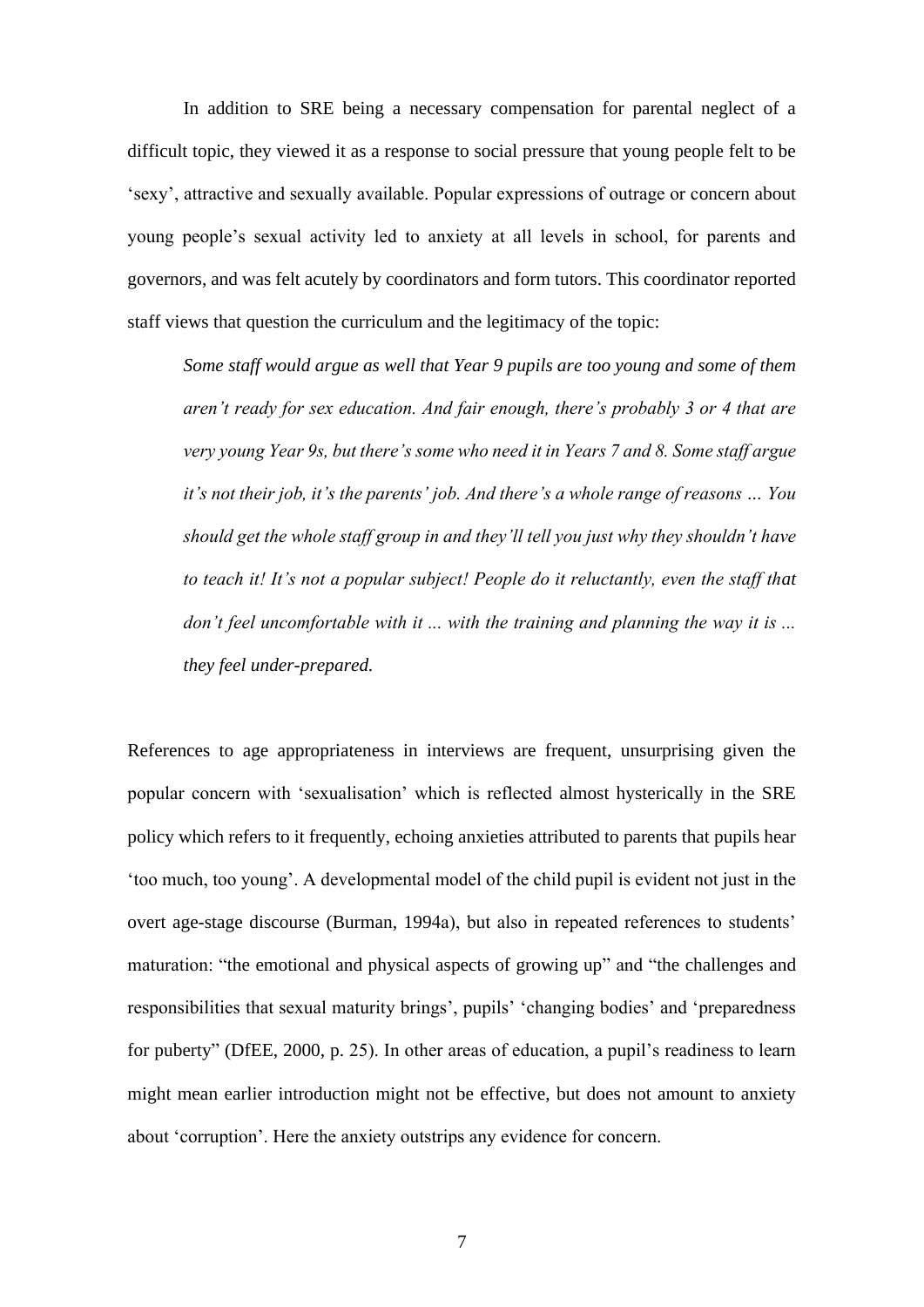In addition to SRE being a necessary compensation for parental neglect of a difficult topic, they viewed it as a response to social pressure that young people felt to be 'sexy', attractive and sexually available. Popular expressions of outrage or concern about young people's sexual activity led to anxiety at all levels in school, for parents and governors, and was felt acutely by coordinators and form tutors. This coordinator reported staff views that question the curriculum and the legitimacy of the topic:

> *Some staff would argue as well that Year 9 pupils are too young and some of them aren't ready for sex education. And fair enough, there's probably 3 or 4 that are very young Year 9s, but there's some who need it in Years 7 and 8. Some staff argue it's not their job, it's the parents' job. And there's a whole range of reasons … You should get the whole staff group in and they'll tell you just why they shouldn't have to teach it! It's not a popular subject! People do it reluctantly, even the staff that don't feel uncomfortable with it ... with the training and planning the way it is ... they feel under-prepared.*

References to age appropriateness in interviews are frequent, unsurprising given the popular concern with 'sexualisation' which is reflected almost hysterically in the SRE policy which refers to it frequently, echoing anxieties attributed to parents that pupils hear 'too much, too young'. A developmental model of the child pupil is evident not just in the overt age-stage discourse (Burman, 1994a), but also in repeated references to students' maturation: "the emotional and physical aspects of growing up" and "the challenges and responsibilities that sexual maturity brings', pupils' 'changing bodies' and 'preparedness for puberty" (DfEE, 2000, p. 25). In other areas of education, a pupil's readiness to learn might mean earlier introduction might not be effective, but does not amount to anxiety about 'corruption'. Here the anxiety outstrips any evidence for concern.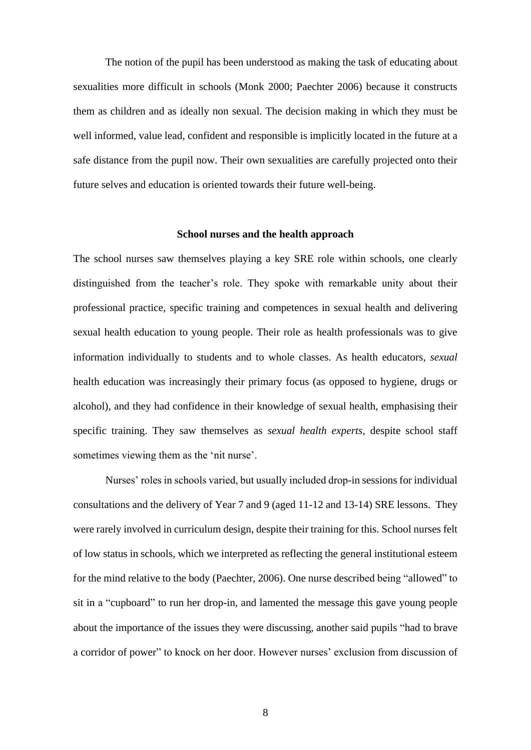The notion of the pupil has been understood as making the task of educating about sexualities more difficult in schools (Monk 2000; Paechter 2006) because it constructs them as children and as ideally non sexual. The decision making in which they must be well informed, value lead, confident and responsible is implicitly located in the future at a safe distance from the pupil now. Their own sexualities are carefully projected onto their future selves and education is oriented towards their future well-being.

## School nurses and the health approach

The school nurses saw themselves playing a key SRE role within schools, one clearly distinguished from the teacher's role. They spoke with remarkable unity about their professional practice, specific training and competences in sexual health and delivering sexual health education to young people. Their role as health professionals was to give information individually to students and to whole classes. As health educators, *sexual* health education was increasingly their primary focus (as opposed to hygiene, drugs or alcohol), and they had confidence in their knowledge of sexual health, emphasising their specific training. They saw themselves as *sexual health experts*, despite school staff sometimes viewing them as the 'nit nurse'.

Nurses' roles in schools varied, but usually included drop-in sessions for individual consultations and the delivery of Year 7 and 9 (aged 11-12 and 13-14) SRE lessons. They were rarely involved in curriculum design, despite their training for this. School nurses felt of low status in schools, which we interpreted as reflecting the general institutional esteem for the mind relative to the body (Paechter, 2006). One nurse described being "allowed" to sit in a "cupboard" to run her drop-in, and lamented the message this gave young people about the importance of the issues they were discussing, another said pupils "had to brave a corridor of power" to knock on her door. However nurses' exclusion from discussion of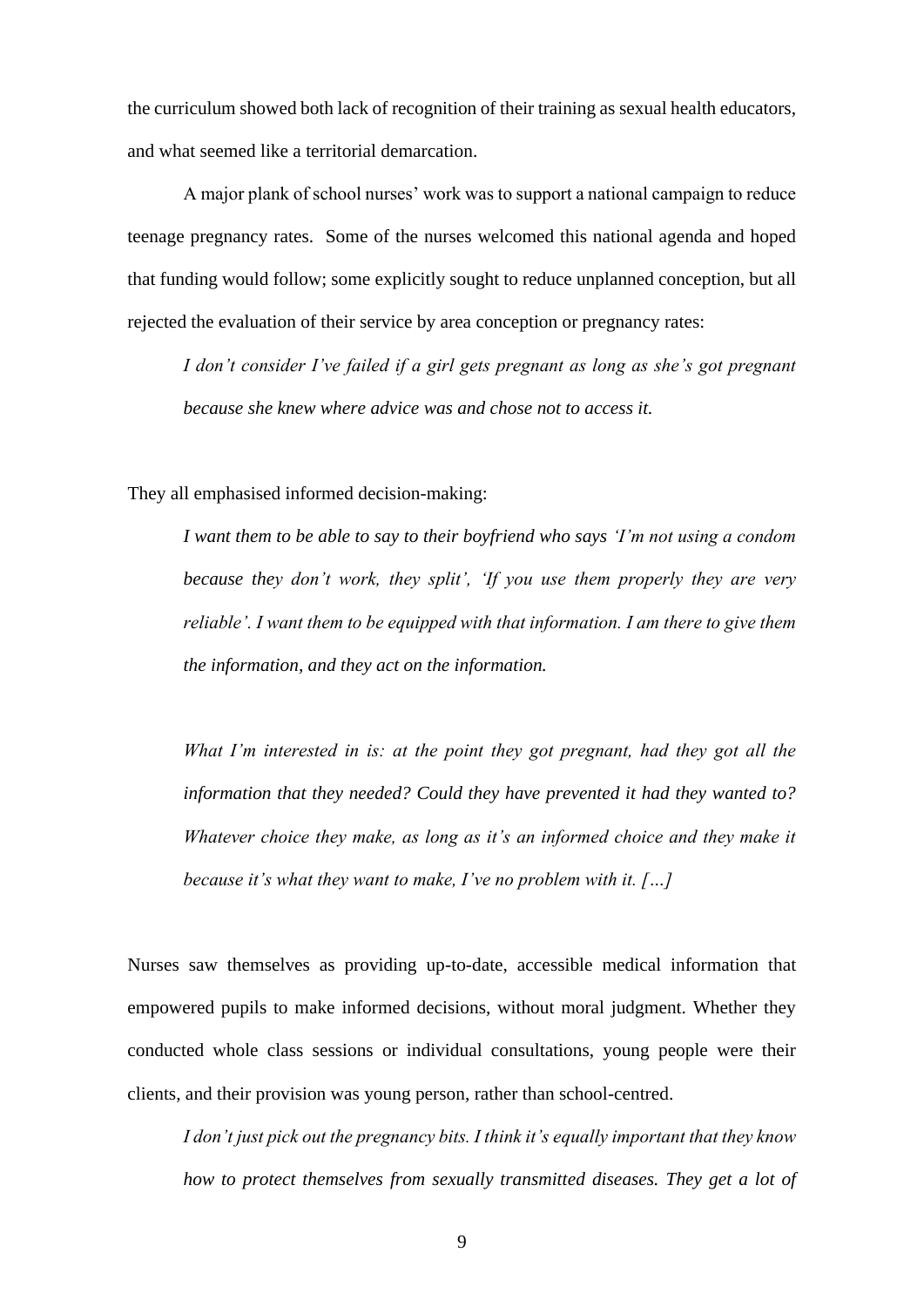the curriculum showed both lack of recognition of their training as sexual health educators, and what seemed like a territorial demarcation.

A major plank of school nurses' work was to support a national campaign to reduce teenage pregnancy rates. Some of the nurses welcomed this national agenda and hoped that funding would follow; some explicitly sought to reduce unplanned conception, but all rejected the evaluation of their service by area conception or pregnancy rates:

> *I don't consider I've failed if a girl gets pregnant as long as she's got pregnant because she knew where advice was and chose not to access it.*

They all emphasised informed decision-making:

> *I want them to be able to say to their boyfriend who says 'I'm not using a condom because they don't work, they split', 'If you use them properly they are very reliable'. I want them to be equipped with that information. I am there to give them the information, and they act on the information.*

> *What I'm interested in is: at the point they got pregnant, had they got all the information that they needed? Could they have prevented it had they wanted to? Whatever choice they make, as long as it's an informed choice and they make it because it's what they want to make, I've no problem with it. […]*

Nurses saw themselves as providing up-to-date, accessible medical information that empowered pupils to make informed decisions, without moral judgment. Whether they conducted whole class sessions or individual consultations, young people were their clients, and their provision was young person, rather than school-centred.

> *I don't just pick out the pregnancy bits. I think it's equally important that they know how to protect themselves from sexually transmitted diseases. They get a lot of*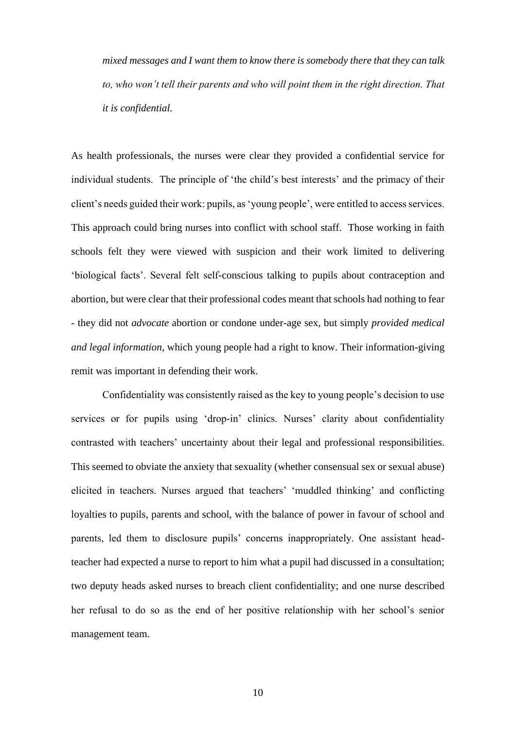> *mixed messages and I want them to know there is somebody there that they can talk to, who won't tell their parents and who will point them in the right direction. That it is confidential.*

As health professionals, the nurses were clear they provided a confidential service for individual students. The principle of 'the child's best interests' and the primacy of their client's needs guided their work: pupils, as 'young people', were entitled to access services. This approach could bring nurses into conflict with school staff. Those working in faith schools felt they were viewed with suspicion and their work limited to delivering 'biological facts'. Several felt self-conscious talking to pupils about contraception and abortion, but were clear that their professional codes meant that schools had nothing to fear - they did not *advocate* abortion or condone under-age sex, but simply *provided medical and legal information*, which young people had a right to know. Their information-giving remit was important in defending their work.

Confidentiality was consistently raised as the key to young people's decision to use services or for pupils using 'drop-in' clinics. Nurses' clarity about confidentiality contrasted with teachers' uncertainty about their legal and professional responsibilities. This seemed to obviate the anxiety that sexuality (whether consensual sex or sexual abuse) elicited in teachers. Nurses argued that teachers' 'muddled thinking' and conflicting loyalties to pupils, parents and school, with the balance of power in favour of school and parents, led them to disclosure pupils' concerns inappropriately. One assistant head-teacher had expected a nurse to report to him what a pupil had discussed in a consultation; two deputy heads asked nurses to breach client confidentiality; and one nurse described her refusal to do so as the end of her positive relationship with her school's senior management team.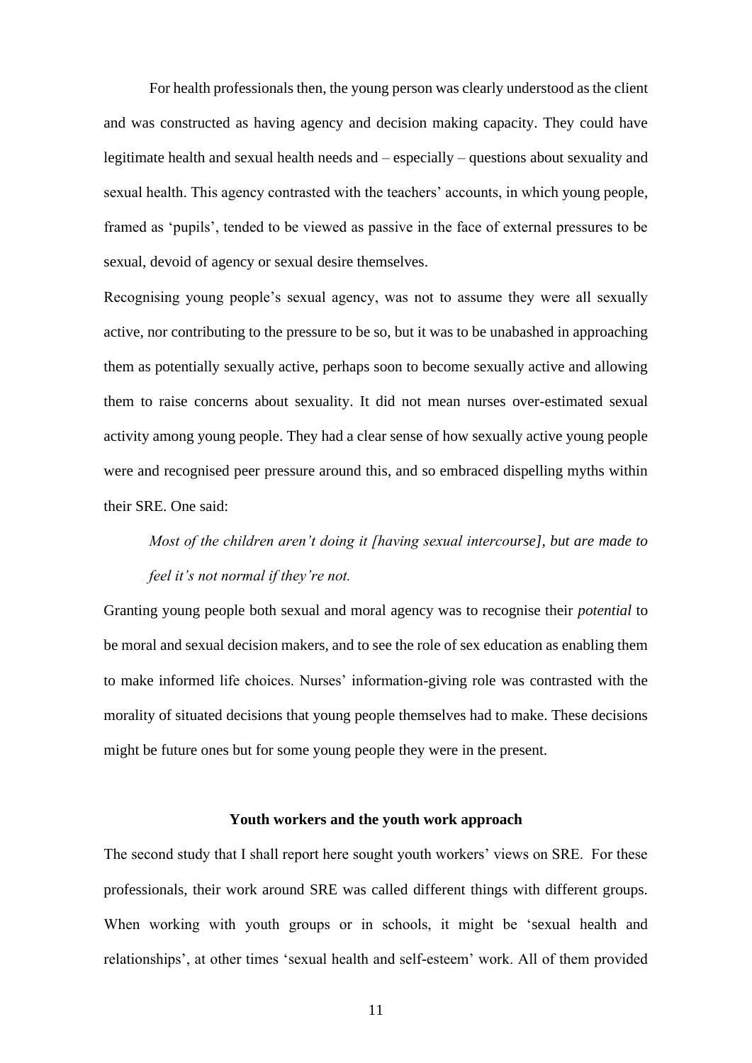For health professionals then, the young person was clearly understood as the client and was constructed as having agency and decision making capacity. They could have legitimate health and sexual health needs and – especially – questions about sexuality and sexual health. This agency contrasted with the teachers' accounts, in which young people, framed as 'pupils', tended to be viewed as passive in the face of external pressures to be sexual, devoid of agency or sexual desire themselves.

Recognising young people's sexual agency, was not to assume they were all sexually active, nor contributing to the pressure to be so, but it was to be unabashed in approaching them as potentially sexually active, perhaps soon to become sexually active and allowing them to raise concerns about sexuality. It did not mean nurses over-estimated sexual activity among young people. They had a clear sense of how sexually active young people were and recognised peer pressure around this, and so embraced dispelling myths within their SRE. One said:

> *Most of the children aren't doing it [having sexual intercourse], but are made to feel it's not normal if they're not.*

Granting young people both sexual and moral agency was to recognise their *potential* to be moral and sexual decision makers, and to see the role of sex education as enabling them to make informed life choices. Nurses' information-giving role was contrasted with the morality of situated decisions that young people themselves had to make. These decisions might be future ones but for some young people they were in the present.

### Youth workers and the youth work approach

The second study that I shall report here sought youth workers' views on SRE. For these professionals, their work around SRE was called different things with different groups. When working with youth groups or in schools, it might be 'sexual health and relationships', at other times 'sexual health and self-esteem' work. All of them provided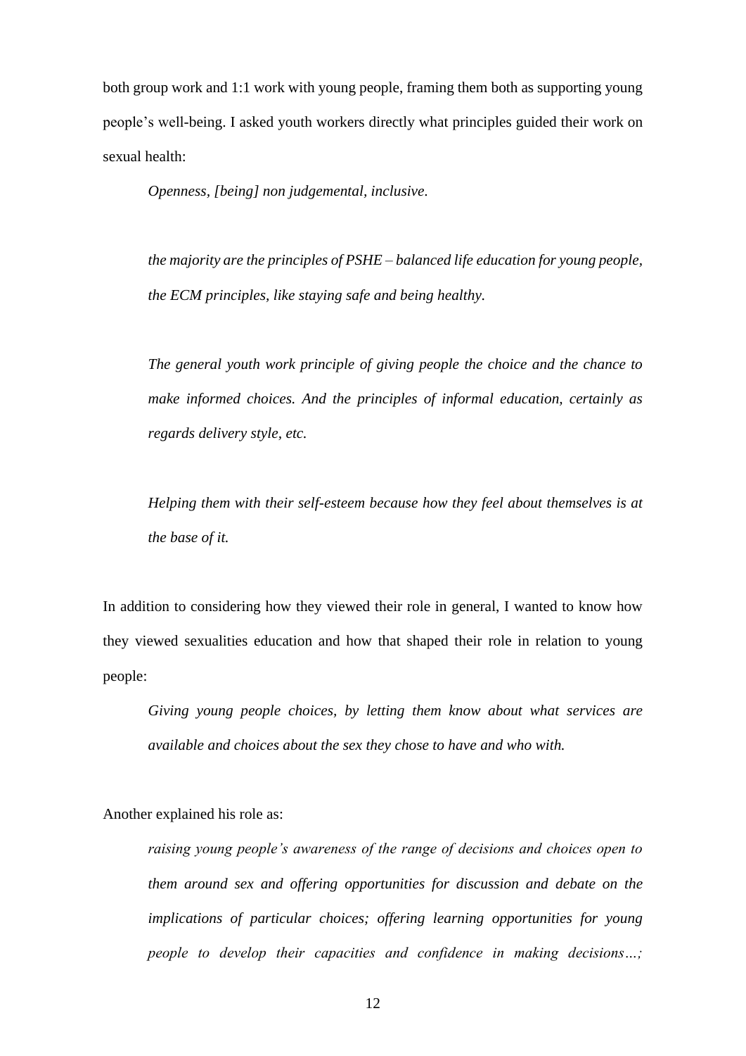both group work and 1:1 work with young people, framing them both as supporting young people's well-being. I asked youth workers directly what principles guided their work on sexual health:

> *Openness, [being] non judgemental, inclusive.*
>
> *the majority are the principles of PSHE – balanced life education for young people, the ECM principles, like staying safe and being healthy.*
>
> *The general youth work principle of giving people the choice and the chance to make informed choices. And the principles of informal education, certainly as regards delivery style, etc.*
>
> *Helping them with their self-esteem because how they feel about themselves is at the base of it.*

In addition to considering how they viewed their role in general, I wanted to know how they viewed sexualities education and how that shaped their role in relation to young people:

> *Giving young people choices, by letting them know about what services are available and choices about the sex they chose to have and who with.*

Another explained his role as:

> *raising young people's awareness of the range of decisions and choices open to them around sex and offering opportunities for discussion and debate on the implications of particular choices; offering learning opportunities for young people to develop their capacities and confidence in making decisions…;*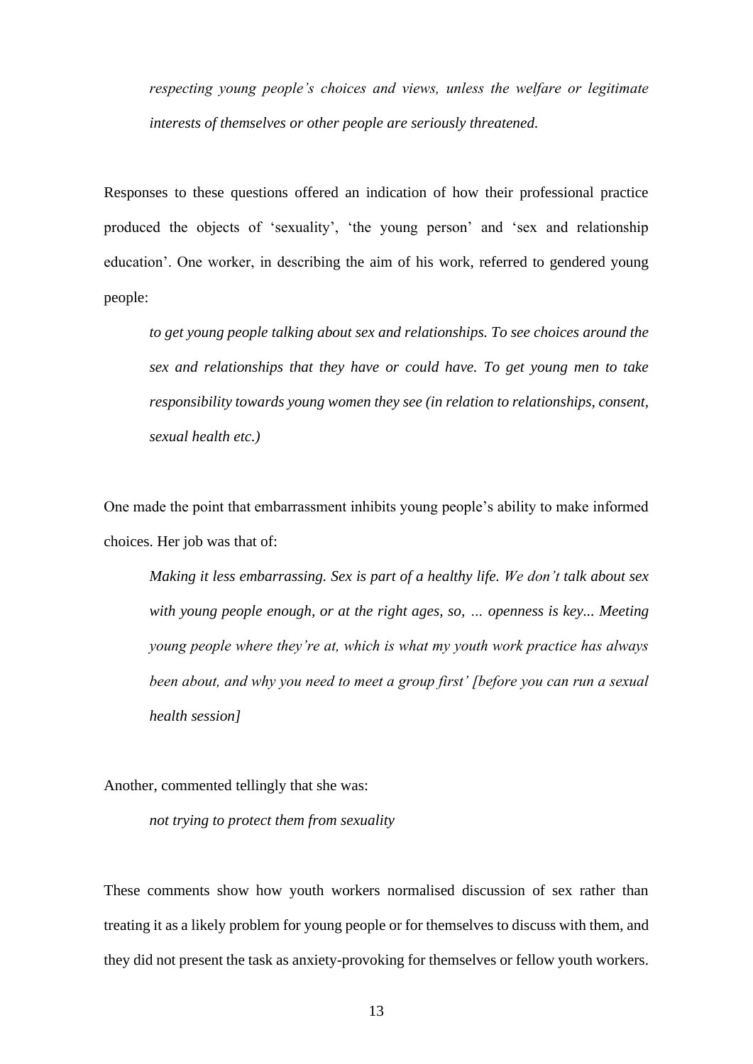*respecting young people's choices and views, unless the welfare or legitimate interests of themselves or other people are seriously threatened.*

Responses to these questions offered an indication of how their professional practice produced the objects of 'sexuality', 'the young person' and 'sex and relationship education'. One worker, in describing the aim of his work, referred to gendered young people:

> *to get young people talking about sex and relationships. To see choices around the sex and relationships that they have or could have. To get young men to take responsibility towards young women they see (in relation to relationships, consent, sexual health etc.)*

One made the point that embarrassment inhibits young people's ability to make informed choices. Her job was that of:

> *Making it less embarrassing. Sex is part of a healthy life. We don't talk about sex with young people enough, or at the right ages, so, … openness is key... Meeting young people where they're at, which is what my youth work practice has always been about, and why you need to meet a group first' [before you can run a sexual health session]*

Another, commented tellingly that she was:

> *not trying to protect them from sexuality*

These comments show how youth workers normalised discussion of sex rather than treating it as a likely problem for young people or for themselves to discuss with them, and they did not present the task as anxiety-provoking for themselves or fellow youth workers.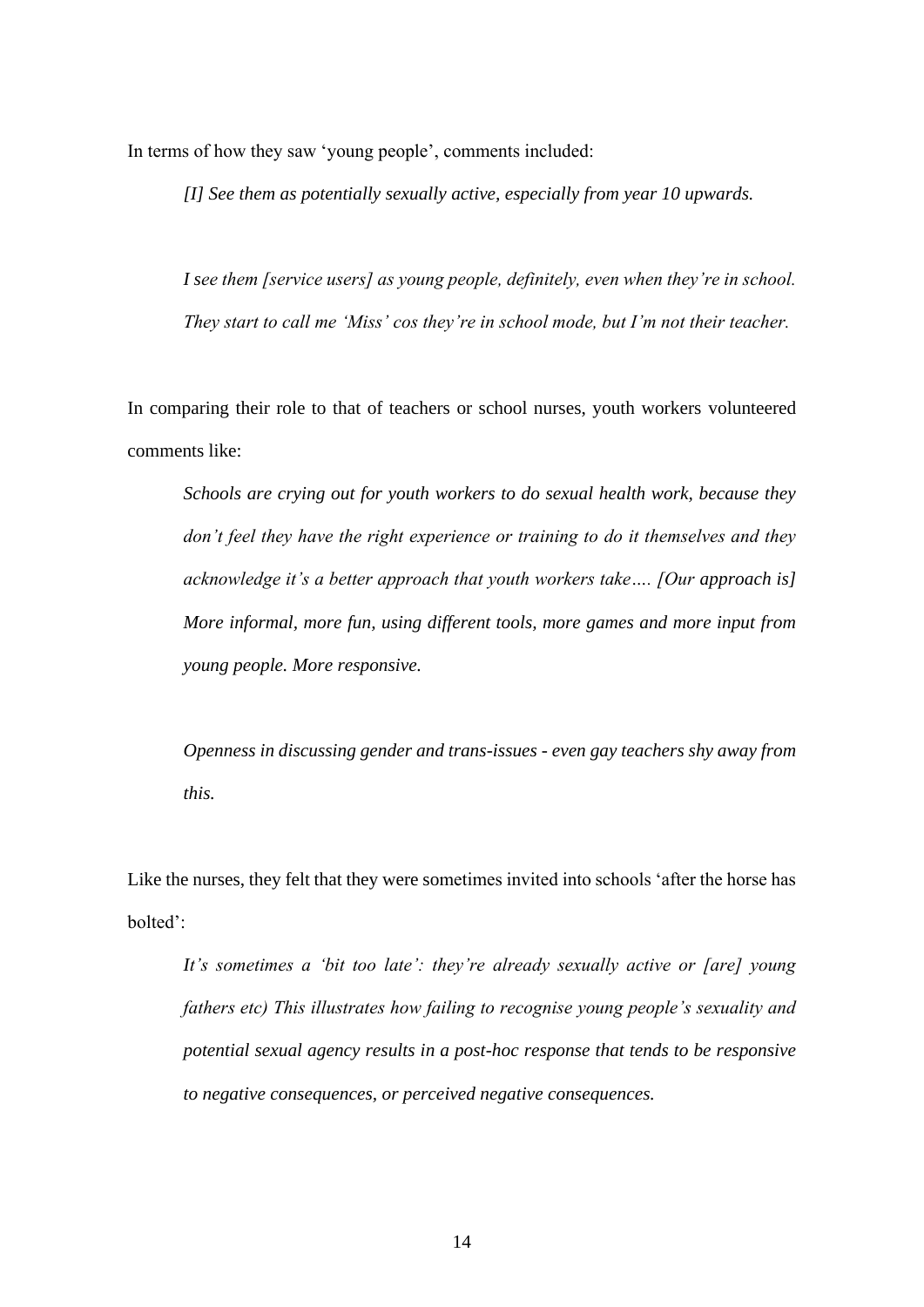In terms of how they saw 'young people', comments included:

> *[I] See them as potentially sexually active, especially from year 10 upwards.*

> *I see them [service users] as young people, definitely, even when they're in school. They start to call me 'Miss' cos they're in school mode, but I'm not their teacher.*

In comparing their role to that of teachers or school nurses, youth workers volunteered comments like:

> *Schools are crying out for youth workers to do sexual health work, because they don't feel they have the right experience or training to do it themselves and they acknowledge it's a better approach that youth workers take…. [Our approach is] More informal, more fun, using different tools, more games and more input from young people. More responsive.*

> *Openness in discussing gender and trans-issues - even gay teachers shy away from this.*

Like the nurses, they felt that they were sometimes invited into schools 'after the horse has bolted':

> *It's sometimes a 'bit too late': they're already sexually active or [are] young fathers etc) This illustrates how failing to recognise young people's sexuality and potential sexual agency results in a post-hoc response that tends to be responsive to negative consequences, or perceived negative consequences.*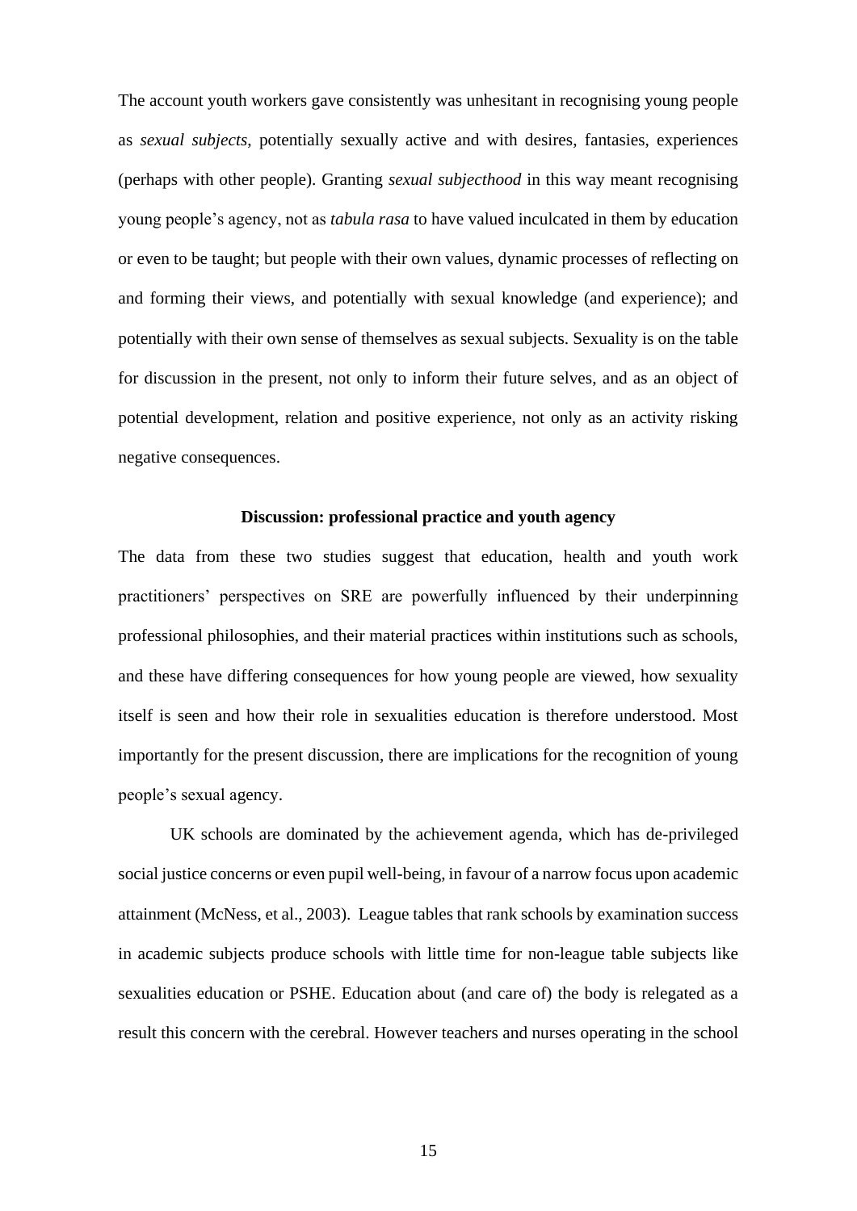The account youth workers gave consistently was unhesitant in recognising young people as *sexual subjects*, potentially sexually active and with desires, fantasies, experiences (perhaps with other people). Granting *sexual subjecthood* in this way meant recognising young people's agency, not as *tabula rasa* to have valued inculcated in them by education or even to be taught; but people with their own values, dynamic processes of reflecting on and forming their views, and potentially with sexual knowledge (and experience); and potentially with their own sense of themselves as sexual subjects. Sexuality is on the table for discussion in the present, not only to inform their future selves, and as an object of potential development, relation and positive experience, not only as an activity risking negative consequences.

## Discussion: professional practice and youth agency

The data from these two studies suggest that education, health and youth work practitioners' perspectives on SRE are powerfully influenced by their underpinning professional philosophies, and their material practices within institutions such as schools, and these have differing consequences for how young people are viewed, how sexuality itself is seen and how their role in sexualities education is therefore understood. Most importantly for the present discussion, there are implications for the recognition of young people's sexual agency.

UK schools are dominated by the achievement agenda, which has de-privileged social justice concerns or even pupil well-being, in favour of a narrow focus upon academic attainment (McNess, et al., 2003). League tables that rank schools by examination success in academic subjects produce schools with little time for non-league table subjects like sexualities education or PSHE. Education about (and care of) the body is relegated as a result this concern with the cerebral. However teachers and nurses operating in the school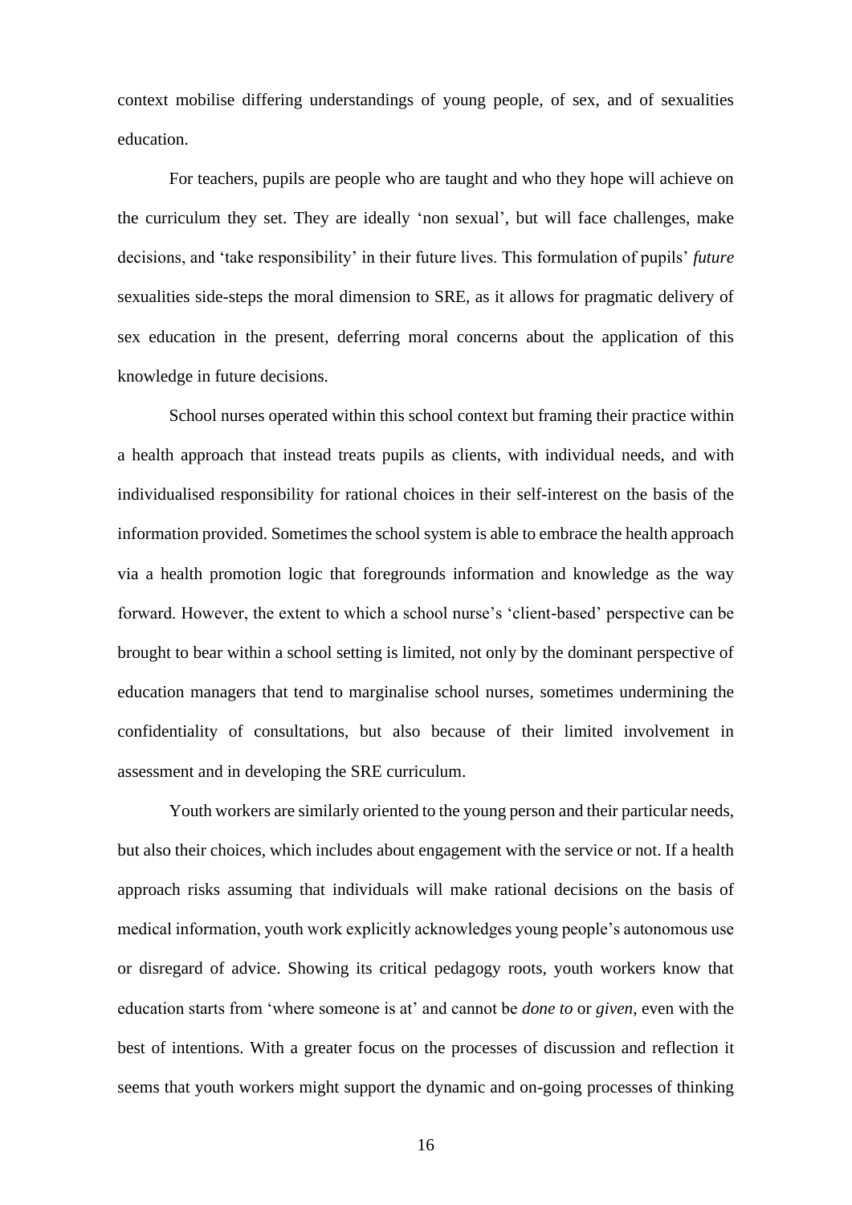context mobilise differing understandings of young people, of sex, and of sexualities education.

For teachers, pupils are people who are taught and who they hope will achieve on the curriculum they set. They are ideally 'non sexual', but will face challenges, make decisions, and 'take responsibility' in their future lives. This formulation of pupils' *future* sexualities side-steps the moral dimension to SRE, as it allows for pragmatic delivery of sex education in the present, deferring moral concerns about the application of this knowledge in future decisions.

School nurses operated within this school context but framing their practice within a health approach that instead treats pupils as clients, with individual needs, and with individualised responsibility for rational choices in their self-interest on the basis of the information provided. Sometimes the school system is able to embrace the health approach via a health promotion logic that foregrounds information and knowledge as the way forward. However, the extent to which a school nurse's 'client-based' perspective can be brought to bear within a school setting is limited, not only by the dominant perspective of education managers that tend to marginalise school nurses, sometimes undermining the confidentiality of consultations, but also because of their limited involvement in assessment and in developing the SRE curriculum.

Youth workers are similarly oriented to the young person and their particular needs, but also their choices, which includes about engagement with the service or not. If a health approach risks assuming that individuals will make rational decisions on the basis of medical information, youth work explicitly acknowledges young people's autonomous use or disregard of advice. Showing its critical pedagogy roots, youth workers know that education starts from 'where someone is at' and cannot be *done to* or *given*, even with the best of intentions. With a greater focus on the processes of discussion and reflection it seems that youth workers might support the dynamic and on-going processes of thinking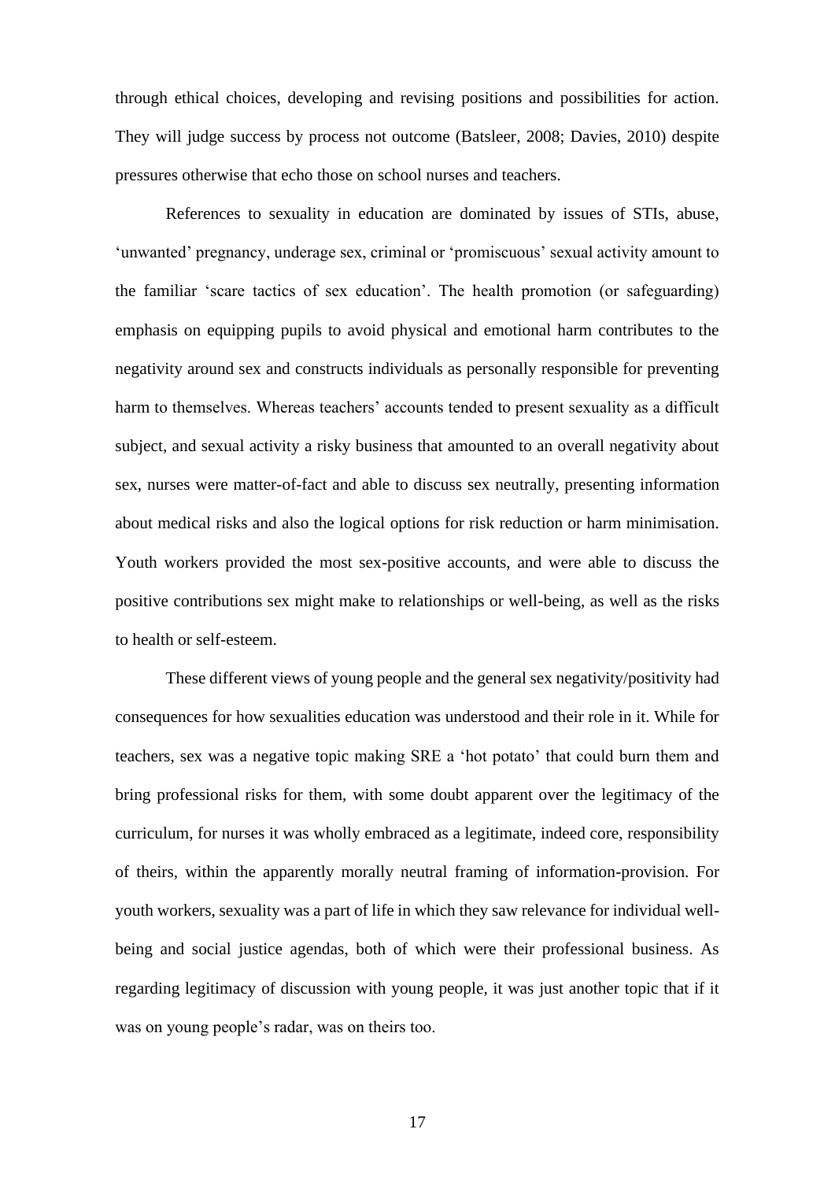through ethical choices, developing and revising positions and possibilities for action. They will judge success by process not outcome (Batsleer, 2008; Davies, 2010) despite pressures otherwise that echo those on school nurses and teachers.

References to sexuality in education are dominated by issues of STIs, abuse, 'unwanted' pregnancy, underage sex, criminal or 'promiscuous' sexual activity amount to the familiar 'scare tactics of sex education'. The health promotion (or safeguarding) emphasis on equipping pupils to avoid physical and emotional harm contributes to the negativity around sex and constructs individuals as personally responsible for preventing harm to themselves. Whereas teachers' accounts tended to present sexuality as a difficult subject, and sexual activity a risky business that amounted to an overall negativity about sex, nurses were matter-of-fact and able to discuss sex neutrally, presenting information about medical risks and also the logical options for risk reduction or harm minimisation. Youth workers provided the most sex-positive accounts, and were able to discuss the positive contributions sex might make to relationships or well-being, as well as the risks to health or self-esteem.

These different views of young people and the general sex negativity/positivity had consequences for how sexualities education was understood and their role in it. While for teachers, sex was a negative topic making SRE a 'hot potato' that could burn them and bring professional risks for them, with some doubt apparent over the legitimacy of the curriculum, for nurses it was wholly embraced as a legitimate, indeed core, responsibility of theirs, within the apparently morally neutral framing of information-provision. For youth workers, sexuality was a part of life in which they saw relevance for individual well-being and social justice agendas, both of which were their professional business. As regarding legitimacy of discussion with young people, it was just another topic that if it was on young people's radar, was on theirs too.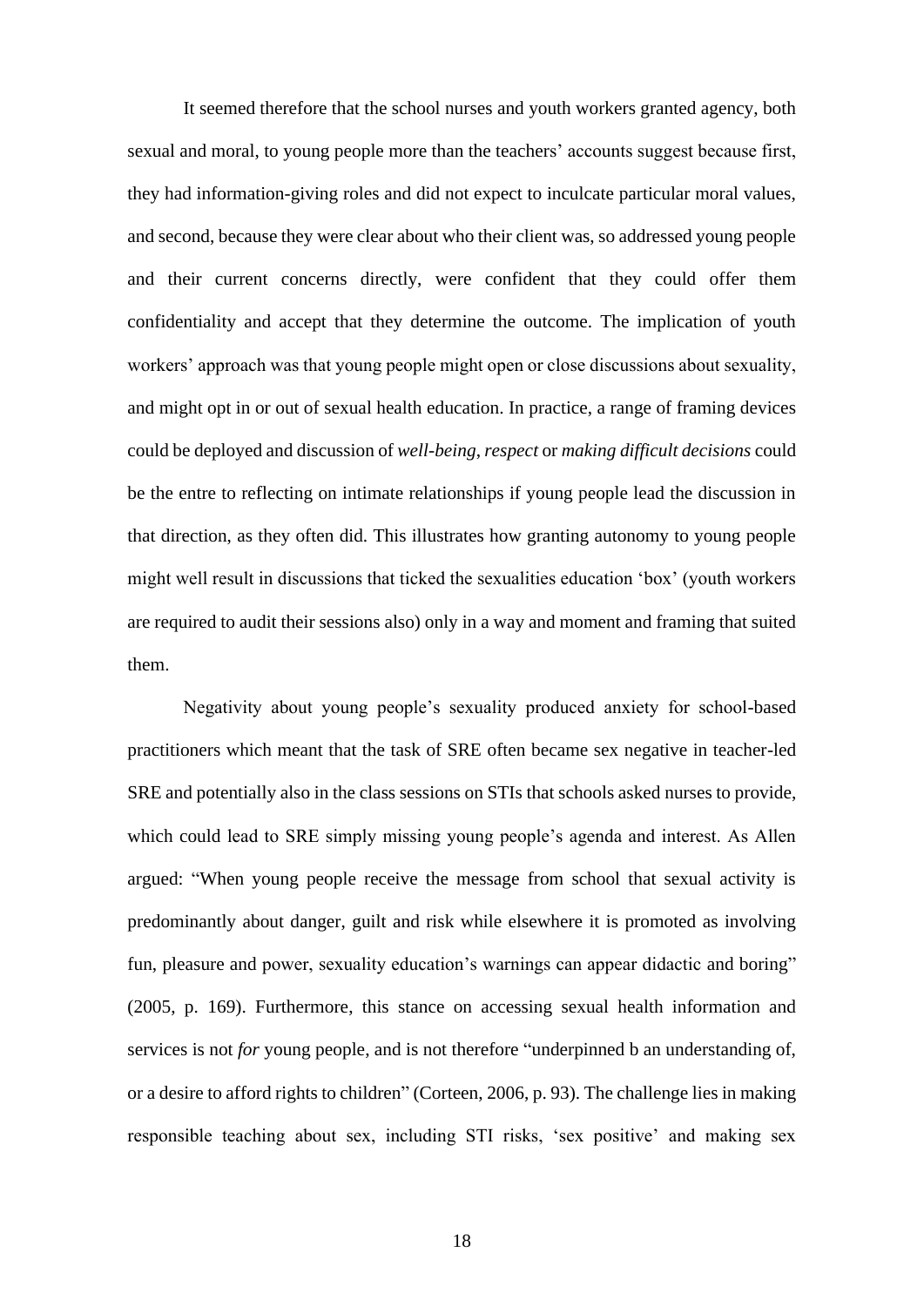It seemed therefore that the school nurses and youth workers granted agency, both sexual and moral, to young people more than the teachers' accounts suggest because first, they had information-giving roles and did not expect to inculcate particular moral values, and second, because they were clear about who their client was, so addressed young people and their current concerns directly, were confident that they could offer them confidentiality and accept that they determine the outcome. The implication of youth workers' approach was that young people might open or close discussions about sexuality, and might opt in or out of sexual health education. In practice, a range of framing devices could be deployed and discussion of *well-being*, *respect* or *making difficult decisions* could be the entre to reflecting on intimate relationships if young people lead the discussion in that direction, as they often did. This illustrates how granting autonomy to young people might well result in discussions that ticked the sexualities education 'box' (youth workers are required to audit their sessions also) only in a way and moment and framing that suited them.

Negativity about young people's sexuality produced anxiety for school-based practitioners which meant that the task of SRE often became sex negative in teacher-led SRE and potentially also in the class sessions on STIs that schools asked nurses to provide, which could lead to SRE simply missing young people's agenda and interest. As Allen argued: "When young people receive the message from school that sexual activity is predominantly about danger, guilt and risk while elsewhere it is promoted as involving fun, pleasure and power, sexuality education's warnings can appear didactic and boring" (2005, p. 169). Furthermore, this stance on accessing sexual health information and services is not *for* young people, and is not therefore "underpinned b an understanding of, or a desire to afford rights to children" (Corteen, 2006, p. 93). The challenge lies in making responsible teaching about sex, including STI risks, 'sex positive' and making sex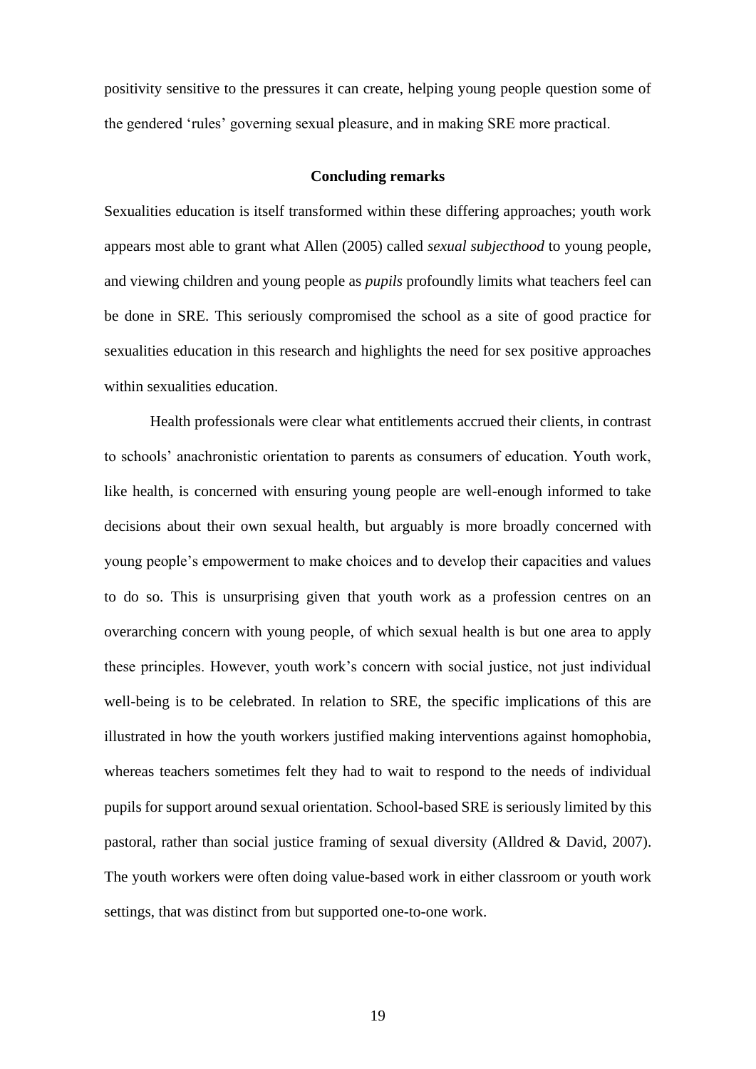positivity sensitive to the pressures it can create, helping young people question some of the gendered 'rules' governing sexual pleasure, and in making SRE more practical.

## Concluding remarks

Sexualities education is itself transformed within these differing approaches; youth work appears most able to grant what Allen (2005) called *sexual subjecthood* to young people, and viewing children and young people as *pupils* profoundly limits what teachers feel can be done in SRE. This seriously compromised the school as a site of good practice for sexualities education in this research and highlights the need for sex positive approaches within sexualities education.

Health professionals were clear what entitlements accrued their clients, in contrast to schools' anachronistic orientation to parents as consumers of education. Youth work, like health, is concerned with ensuring young people are well-enough informed to take decisions about their own sexual health, but arguably is more broadly concerned with young people's empowerment to make choices and to develop their capacities and values to do so. This is unsurprising given that youth work as a profession centres on an overarching concern with young people, of which sexual health is but one area to apply these principles. However, youth work's concern with social justice, not just individual well-being is to be celebrated. In relation to SRE, the specific implications of this are illustrated in how the youth workers justified making interventions against homophobia, whereas teachers sometimes felt they had to wait to respond to the needs of individual pupils for support around sexual orientation. School-based SRE is seriously limited by this pastoral, rather than social justice framing of sexual diversity (Alldred & David, 2007). The youth workers were often doing value-based work in either classroom or youth work settings, that was distinct from but supported one-to-one work.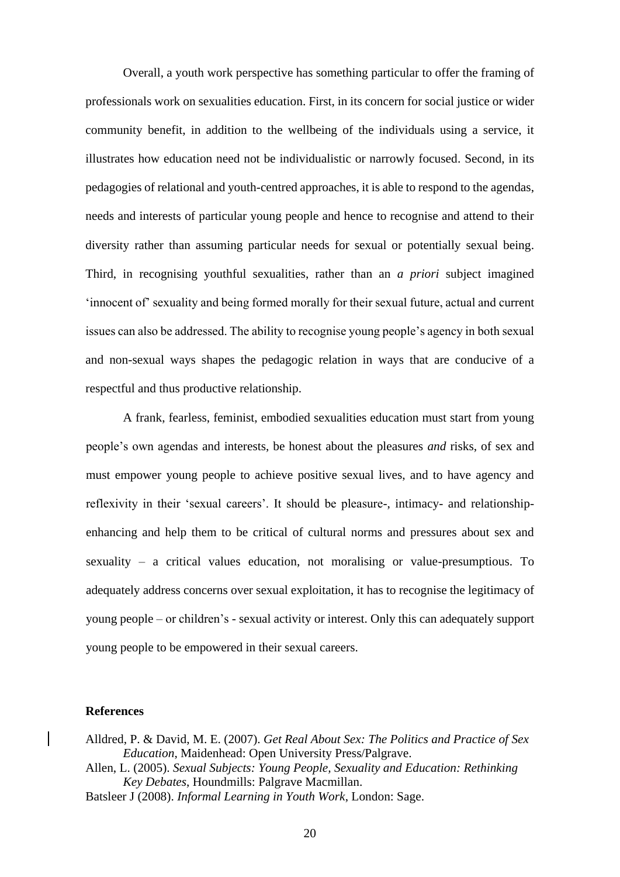Overall, a youth work perspective has something particular to offer the framing of professionals work on sexualities education. First, in its concern for social justice or wider community benefit, in addition to the wellbeing of the individuals using a service, it illustrates how education need not be individualistic or narrowly focused. Second, in its pedagogies of relational and youth-centred approaches, it is able to respond to the agendas, needs and interests of particular young people and hence to recognise and attend to their diversity rather than assuming particular needs for sexual or potentially sexual being. Third, in recognising youthful sexualities, rather than an *a priori* subject imagined 'innocent of' sexuality and being formed morally for their sexual future, actual and current issues can also be addressed. The ability to recognise young people's agency in both sexual and non-sexual ways shapes the pedagogic relation in ways that are conducive of a respectful and thus productive relationship.

A frank, fearless, feminist, embodied sexualities education must start from young people's own agendas and interests, be honest about the pleasures *and* risks, of sex and must empower young people to achieve positive sexual lives, and to have agency and reflexivity in their 'sexual careers'. It should be pleasure-, intimacy- and relationship-enhancing and help them to be critical of cultural norms and pressures about sex and sexuality – a critical values education, not moralising or value-presumptious. To adequately address concerns over sexual exploitation, it has to recognise the legitimacy of young people – or children's - sexual activity or interest. Only this can adequately support young people to be empowered in their sexual careers.

**References**

Alldred, P. & David, M. E. (2007). *Get Real About Sex: The Politics and Practice of Sex Education*, Maidenhead: Open University Press/Palgrave.

Allen, L. (2005). *Sexual Subjects: Young People, Sexuality and Education: Rethinking Key Debates*, Houndmills: Palgrave Macmillan.

Batsleer J (2008). *Informal Learning in Youth Work*, London: Sage.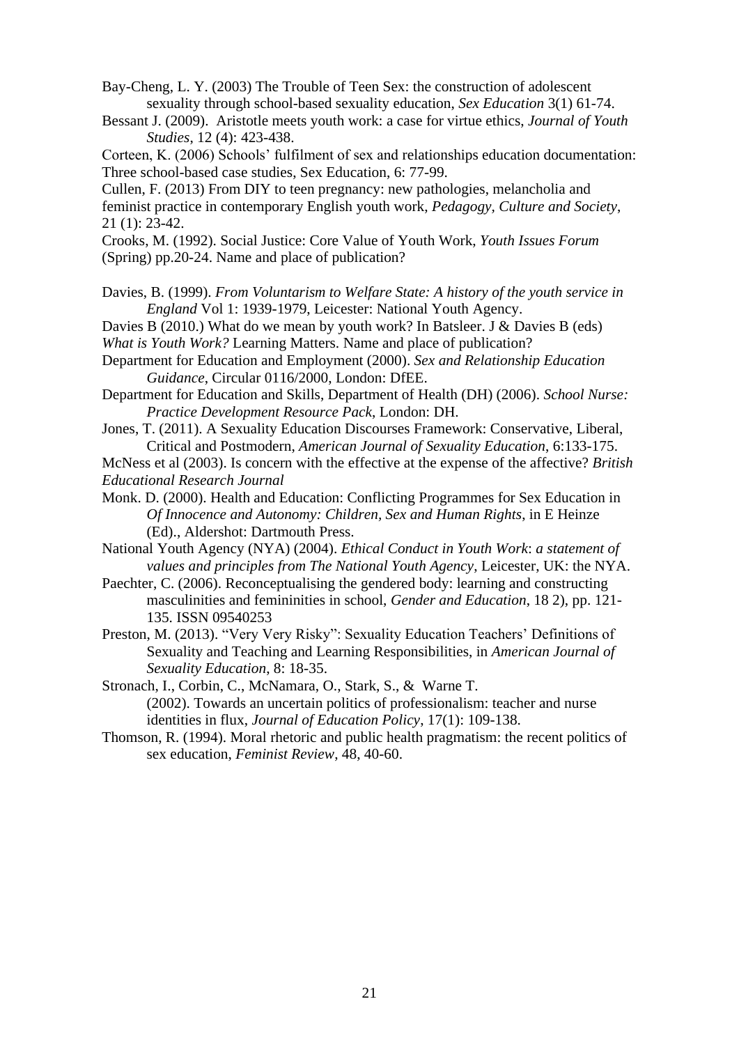Bay-Cheng, L. Y. (2003) The Trouble of Teen Sex: the construction of adolescent sexuality through school-based sexuality education, *Sex Education* 3(1) 61-74.

Bessant J. (2009). Aristotle meets youth work: a case for virtue ethics, *Journal of Youth Studies*, 12 (4): 423-438.

Corteen, K. (2006) Schools' fulfilment of sex and relationships education documentation: Three school-based case studies, Sex Education, 6: 77-99.

Cullen, F. (2013) From DIY to teen pregnancy: new pathologies, melancholia and feminist practice in contemporary English youth work, *Pedagogy, Culture and Society*, 21 (1): 23-42.

Crooks, M. (1992). Social Justice: Core Value of Youth Work, *Youth Issues Forum* (Spring) pp.20-24. Name and place of publication?

Davies, B. (1999). *From Voluntarism to Welfare State: A history of the youth service in England* Vol 1: 1939-1979, Leicester: National Youth Agency.

Davies B (2010.) What do we mean by youth work? In Batsleer. J & Davies B (eds) *What is Youth Work?* Learning Matters. Name and place of publication?

Department for Education and Employment (2000). *Sex and Relationship Education Guidance*, Circular 0116/2000, London: DfEE.

Department for Education and Skills, Department of Health (DH) (2006). *School Nurse: Practice Development Resource Pack*, London: DH.

Jones, T. (2011). A Sexuality Education Discourses Framework: Conservative, Liberal, Critical and Postmodern, *American Journal of Sexuality Education*, 6:133-175.

McNess et al (2003). Is concern with the effective at the expense of the affective? *British Educational Research Journal*

Monk. D. (2000). Health and Education: Conflicting Programmes for Sex Education in *Of Innocence and Autonomy: Children, Sex and Human Rights*, in E Heinze (Ed)., Aldershot: Dartmouth Press.

National Youth Agency (NYA) (2004). *Ethical Conduct in Youth Work*: *a statement of values and principles from The National Youth Agency*, Leicester, UK: the NYA.

Paechter, C. (2006). Reconceptualising the gendered body: learning and constructing masculinities and femininities in school, *Gender and Education*, 18 2), pp. 121-135. ISSN 09540253

Preston, M. (2013). "Very Very Risky": Sexuality Education Teachers' Definitions of Sexuality and Teaching and Learning Responsibilities, in *American Journal of Sexuality Education*, 8: 18-35.

Stronach, I., Corbin, C., McNamara, O., Stark, S., & Warne T. (2002). Towards an uncertain politics of professionalism: teacher and nurse identities in flux, *Journal of Education Policy*, 17(1): 109-138.

Thomson, R. (1994). Moral rhetoric and public health pragmatism: the recent politics of sex education, *Feminist Review*, 48, 40-60.